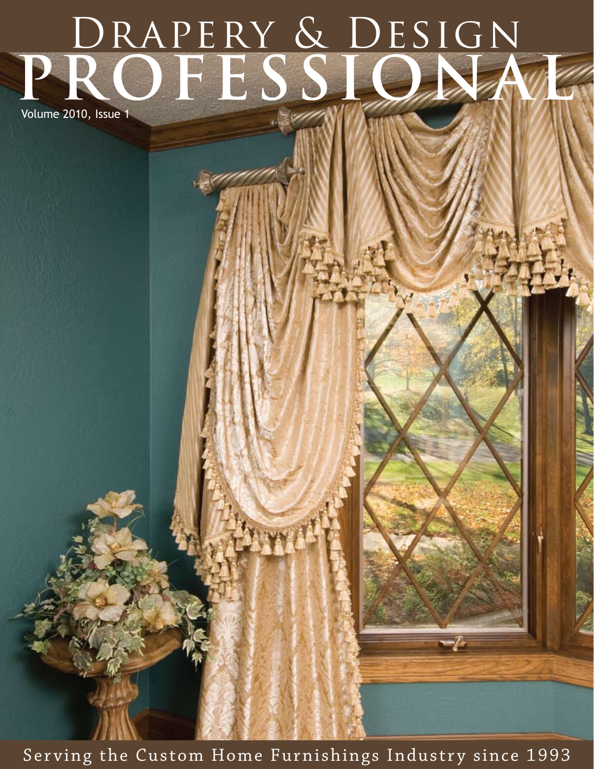# Drapery & Design
# PROFESSIONAL

Volume 2010, Issue 1

Serving the Custom Home Furnishings Industry since 1993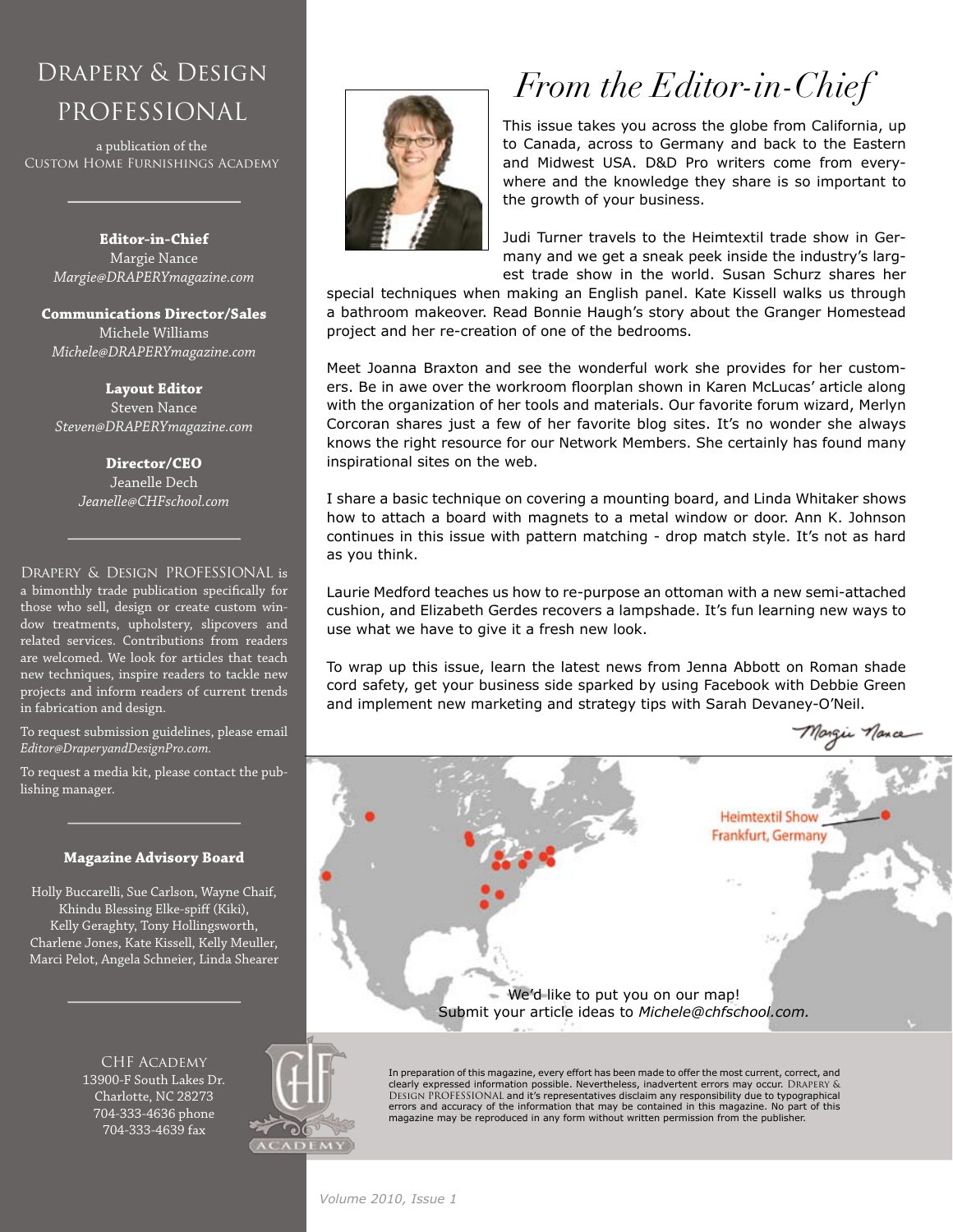# Drapery & Design Professional

a publication of the
Custom Home Furnishings Academy

**Editor-in-Chief**
Margie Nance
*Margie@DRAPERYmagazine.com*

**Communications Director/Sales**
Michele Williams
*Michele@DRAPERYmagazine.com*

**Layout Editor**
Steven Nance
*Steven@DRAPERYmagazine.com*

**Director/CEO**
Jeanelle Dech
*Jeanelle@CHFschool.com*

Drapery & Design Professional is a bimonthly trade publication specifically for those who sell, design or create custom window treatments, upholstery, slipcovers and related services. Contributions from readers are welcomed. We look for articles that teach new techniques, inspire readers to tackle new projects and inform readers of current trends in fabrication and design.

To request submission guidelines, please email *Editor@DraperyandDesignPro.com.*

To request a media kit, please contact the publishing manager.

**Magazine Advisory Board**

Holly Buccarelli, Sue Carlson, Wayne Chaif, Khindu Blessing Elke-spiff (Kiki), Kelly Geraghty, Tony Hollingsworth, Charlene Jones, Kate Kissell, Kelly Meuller, Marci Pelot, Angela Schneier, Linda Shearer

CHF Academy
13900-F South Lakes Dr.
Charlotte, NC 28273
704-333-4636 phone
704-333-4639 fax

# *From the Editor-in-Chief*

This issue takes you across the globe from California, up to Canada, across to Germany and back to the Eastern and Midwest USA. D&D Pro writers come from everywhere and the knowledge they share is so important to the growth of your business.

Judi Turner travels to the Heimtextil trade show in Germany and we get a sneak peek inside the industry's largest trade show in the world. Susan Schurz shares her special techniques when making an English panel. Kate Kissell walks us through a bathroom makeover. Read Bonnie Haugh's story about the Granger Homestead project and her re-creation of one of the bedrooms.

Meet Joanna Braxton and see the wonderful work she provides for her customers. Be in awe over the workroom floorplan shown in Karen McLucas' article along with the organization of her tools and materials. Our favorite forum wizard, Merlyn Corcoran shares just a few of her favorite blog sites. It's no wonder she always knows the right resource for our Network Members. She certainly has found many inspirational sites on the web.

I share a basic technique on covering a mounting board, and Linda Whitaker shows how to attach a board with magnets to a metal window or door. Ann K. Johnson continues in this issue with pattern matching - drop match style. It's not as hard as you think.

Laurie Medford teaches us how to re-purpose an ottoman with a new semi-attached cushion, and Elizabeth Gerdes recovers a lampshade. It's fun learning new ways to use what we have to give it a fresh new look.

To wrap up this issue, learn the latest news from Jenna Abbott on Roman shade cord safety, get your business side sparked by using Facebook with Debbie Green and implement new marketing and strategy tips with Sarah Devaney-O'Neil.

Margie Nance

Heimtextil Show
Frankfurt, Germany

We'd like to put you on our map!
Submit your article ideas to *Michele@chfschool.com.*

In preparation of this magazine, every effort has been made to offer the most current, correct, and clearly expressed information possible. Nevertheless, inadvertent errors may occur. Drapery & Design Professional and it's representatives disclaim any responsibility due to typographical errors and accuracy of the information that may be contained in this magazine. No part of this magazine may be reproduced in any form without written permission from the publisher.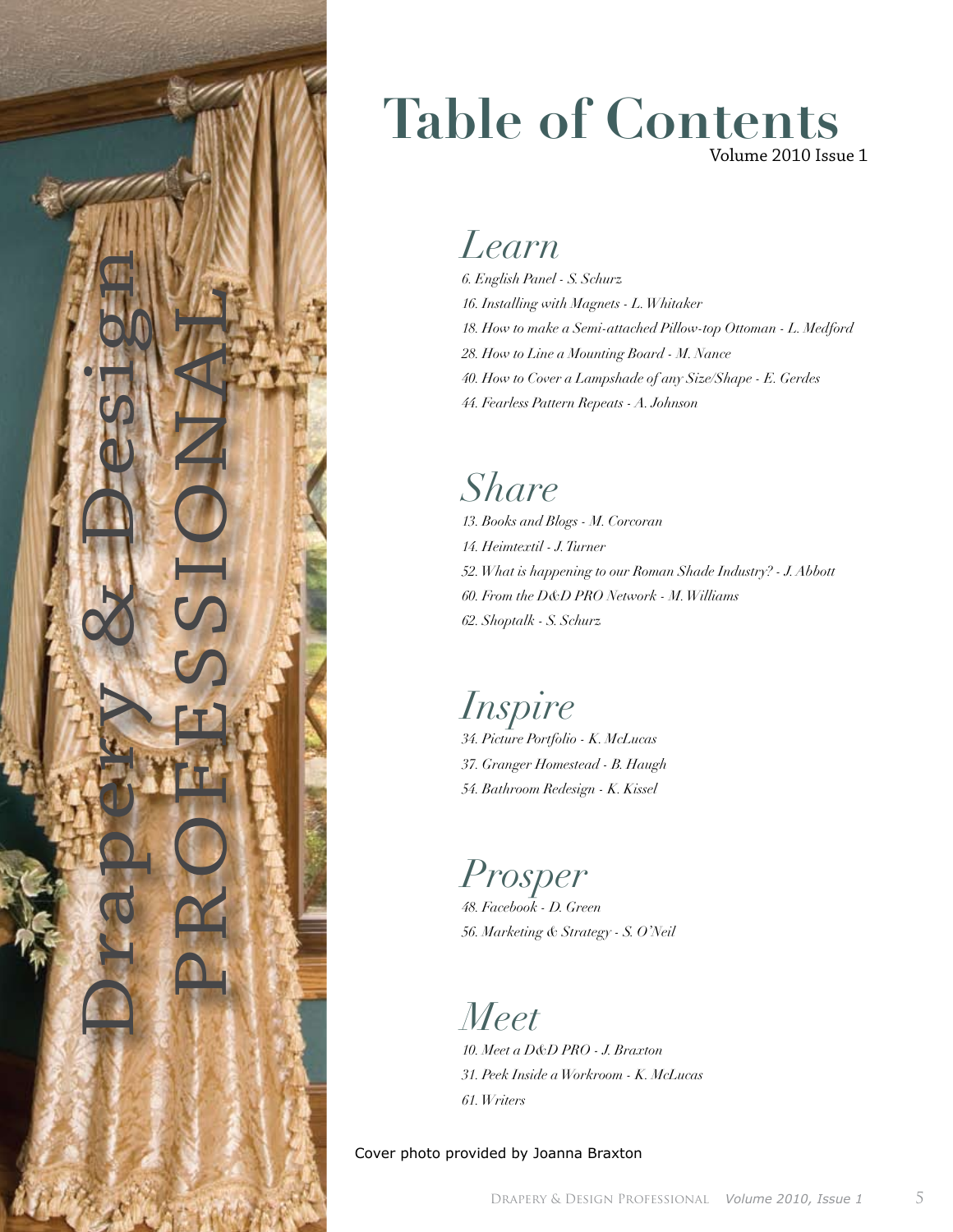# Table of Contents

Volume 2010 Issue 1

## *Learn*

*6. English Panel - S. Schurz*
*16. Installing with Magnets - L. Whitaker*
*18. How to make a Semi-attached Pillow-top Ottoman - L. Medford*
*28. How to Line a Mounting Board - M. Nance*
*40. How to Cover a Lampshade of any Size/Shape - E. Gerdes*
*44. Fearless Pattern Repeats - A. Johnson*

## *Share*

*13. Books and Blogs - M. Corcoran*
*14. Heimtextil - J. Turner*
*52. What is happening to our Roman Shade Industry? - J. Abbott*
*60. From the D&D PRO Network - M. Williams*
*62. Shoptalk - S. Schurz*

## *Inspire*

*34. Picture Portfolio - K. McLucas*
*37. Granger Homestead - B. Haugh*
*54. Bathroom Redesign - K. Kissel*

## *Prosper*

*48. Facebook - D. Green*
*56. Marketing & Strategy - S. O'Neil*

## *Meet*

*10. Meet a D&D PRO - J. Braxton*
*31. Peek Inside a Workroom - K. McLucas*
*61. Writers*

Drapery & Design PROFESSIONAL

Cover photo provided by Joanna Braxton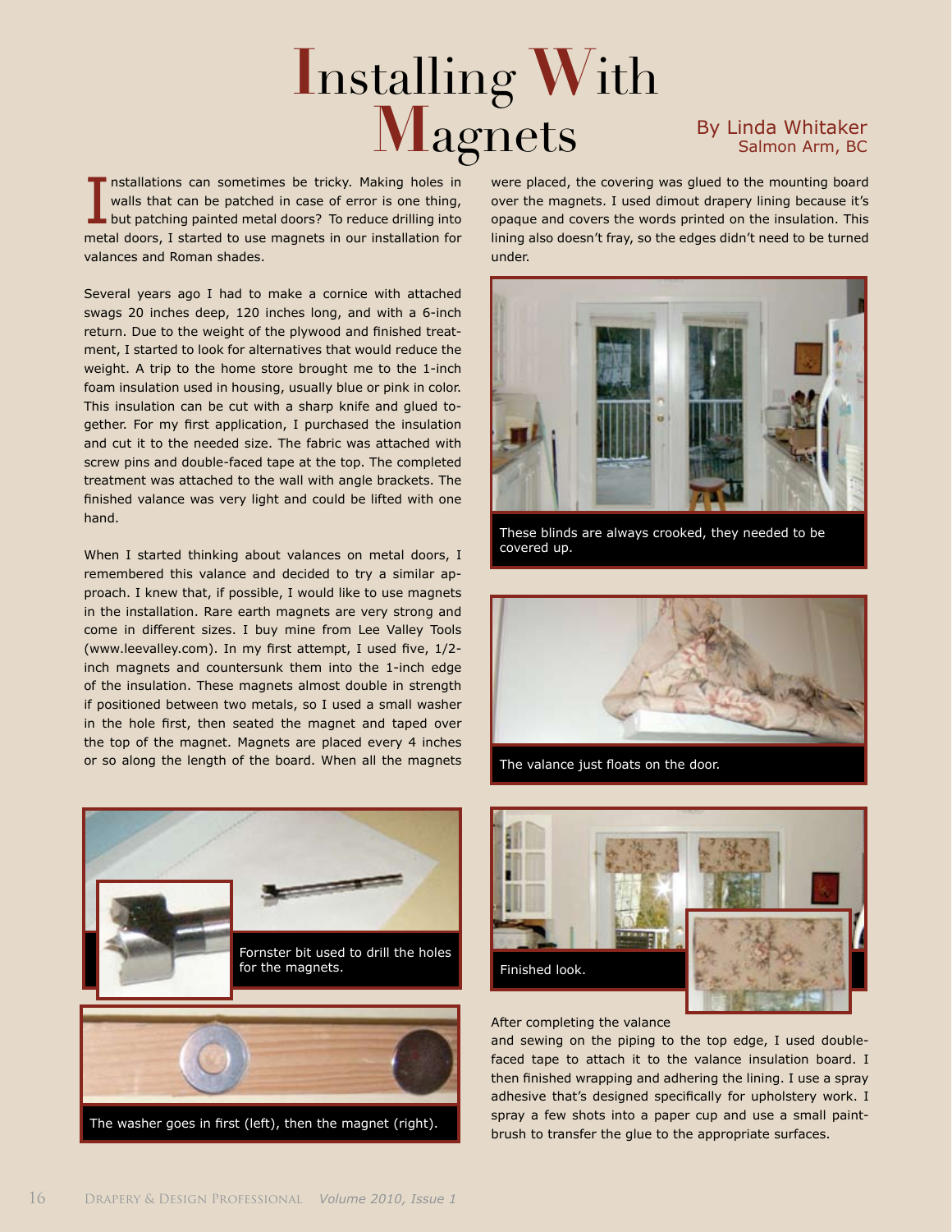# Installing With Magnets

By Linda Whitaker
Salmon Arm, BC

Installations can sometimes be tricky. Making holes in walls that can be patched in case of error is one thing, but patching painted metal doors? To reduce drilling into metal doors, I started to use magnets in our installation for valances and Roman shades.

Several years ago I had to make a cornice with attached swags 20 inches deep, 120 inches long, and with a 6-inch return. Due to the weight of the plywood and finished treatment, I started to look for alternatives that would reduce the weight. A trip to the home store brought me to the 1-inch foam insulation used in housing, usually blue or pink in color. This insulation can be cut with a sharp knife and glued together. For my first application, I purchased the insulation and cut it to the needed size. The fabric was attached with screw pins and double-faced tape at the top. The completed treatment was attached to the wall with angle brackets. The finished valance was very light and could be lifted with one hand.

When I started thinking about valances on metal doors, I remembered this valance and decided to try a similar approach. I knew that, if possible, I would like to use magnets in the installation. Rare earth magnets are very strong and come in different sizes. I buy mine from Lee Valley Tools (www.leevalley.com). In my first attempt, I used five, 1/2-inch magnets and countersunk them into the 1-inch edge of the insulation. These magnets almost double in strength if positioned between two metals, so I used a small washer in the hole first, then seated the magnet and taped over the top of the magnet. Magnets are placed every 4 inches or so along the length of the board. When all the magnets were placed, the covering was glued to the mounting board over the magnets. I used dimout drapery lining because it's opaque and covers the words printed on the insulation. This lining also doesn't fray, so the edges didn't need to be turned under.

These blinds are always crooked, they needed to be covered up.

The valance just floats on the door.

Fornster bit used to drill the holes for the magnets.

The washer goes in first (left), then the magnet (right).

Finished look.

After completing the valance and sewing on the piping to the top edge, I used double-faced tape to attach it to the valance insulation board. I then finished wrapping and adhering the lining. I use a spray adhesive that's designed specifically for upholstery work. I spray a few shots into a paper cup and use a small paintbrush to transfer the glue to the appropriate surfaces.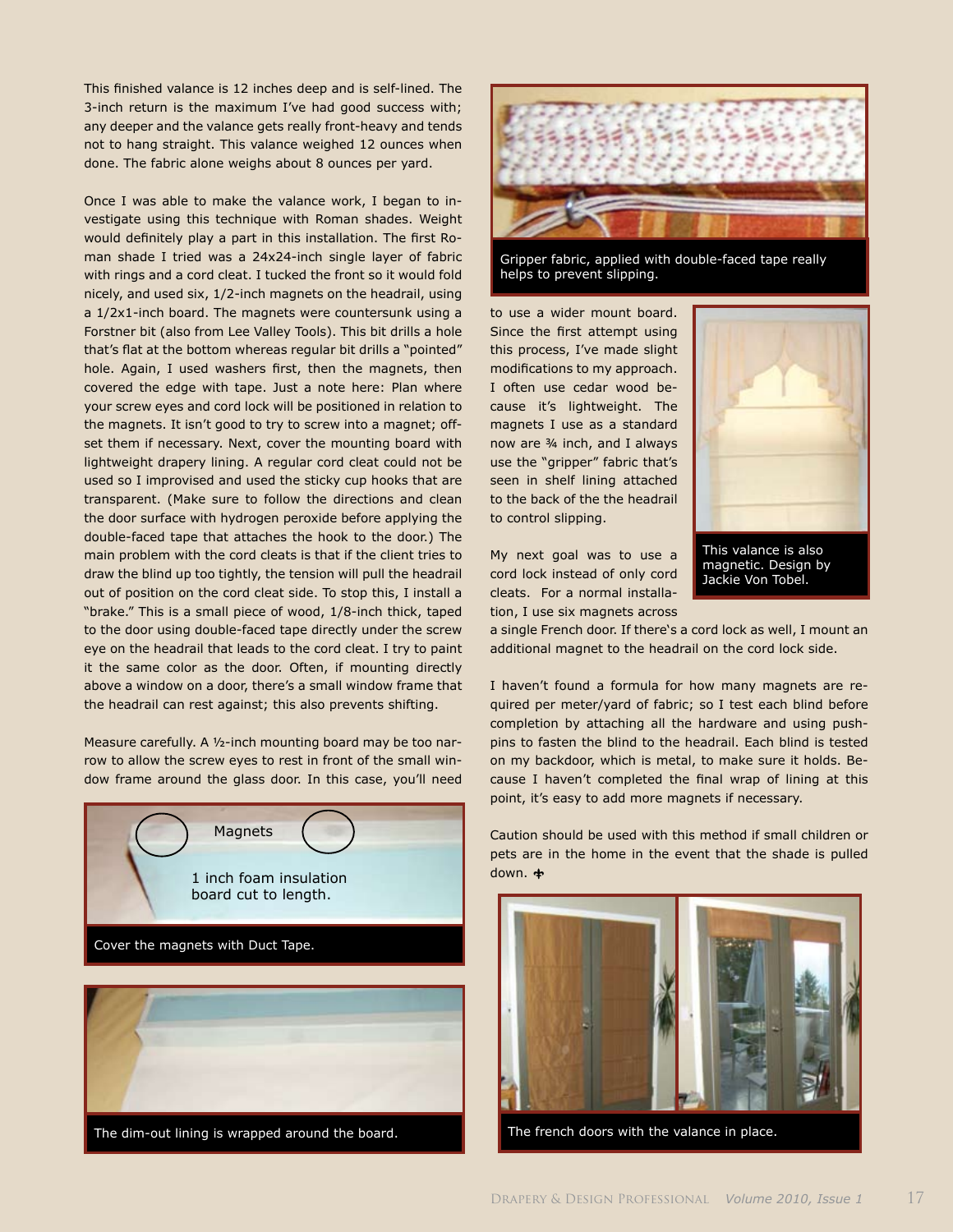This finished valance is 12 inches deep and is self-lined. The 3-inch return is the maximum I've had good success with; any deeper and the valance gets really front-heavy and tends not to hang straight. This valance weighed 12 ounces when done. The fabric alone weighs about 8 ounces per yard.

Once I was able to make the valance work, I began to investigate using this technique with Roman shades. Weight would definitely play a part in this installation. The first Roman shade I tried was a 24x24-inch single layer of fabric with rings and a cord cleat. I tucked the front so it would fold nicely, and used six, 1/2-inch magnets on the headrail, using a 1/2x1-inch board. The magnets were countersunk using a Forstner bit (also from Lee Valley Tools). This bit drills a hole that's flat at the bottom whereas regular bit drills a "pointed" hole. Again, I used washers first, then the magnets, then covered the edge with tape. Just a note here: Plan where your screw eyes and cord lock will be positioned in relation to the magnets. It isn't good to try to screw into a magnet; offset them if necessary. Next, cover the mounting board with lightweight drapery lining. A regular cord cleat could not be used so I improvised and used the sticky cup hooks that are transparent. (Make sure to follow the directions and clean the door surface with hydrogen peroxide before applying the double-faced tape that attaches the hook to the door.) The main problem with the cord cleats is that if the client tries to draw the blind up too tightly, the tension will pull the headrail out of position on the cord cleat side. To stop this, I install a "brake." This is a small piece of wood, 1/8-inch thick, taped to the door using double-faced tape directly under the screw eye on the headrail that leads to the cord cleat. I try to paint it the same color as the door. Often, if mounting directly above a window on a door, there's a small window frame that the headrail can rest against; this also prevents shifting.

Measure carefully. A ½-inch mounting board may be too narrow to allow the screw eyes to rest in front of the small window frame around the glass door. In this case, you'll need to use a wider mount board. Since the first attempt using this process, I've made slight modifications to my approach. I often use cedar wood because it's lightweight. The magnets I use as a standard now are ¾ inch, and I always use the "gripper" fabric that's seen in shelf lining attached to the back of the the headrail to control slipping.

My next goal was to use a cord lock instead of only cord cleats. For a normal installation, I use six magnets across a single French door. If there's a cord lock as well, I mount an additional magnet to the headrail on the cord lock side.

I haven't found a formula for how many magnets are required per meter/yard of fabric; so I test each blind before completion by attaching all the hardware and using push-pins to fasten the blind to the headrail. Each blind is tested on my backdoor, which is metal, to make sure it holds. Because I haven't completed the final wrap of lining at this point, it's easy to add more magnets if necessary.

Caution should be used with this method if small children or pets are in the home in the event that the shade is pulled down. ✢

Magnets

1 inch foam insulation board cut to length.

Cover the magnets with Duct Tape.

The dim-out lining is wrapped around the board.

Gripper fabric, applied with double-faced tape really helps to prevent slipping.

This valance is also magnetic. Design by Jackie Von Tobel.

The french doors with the valance in place.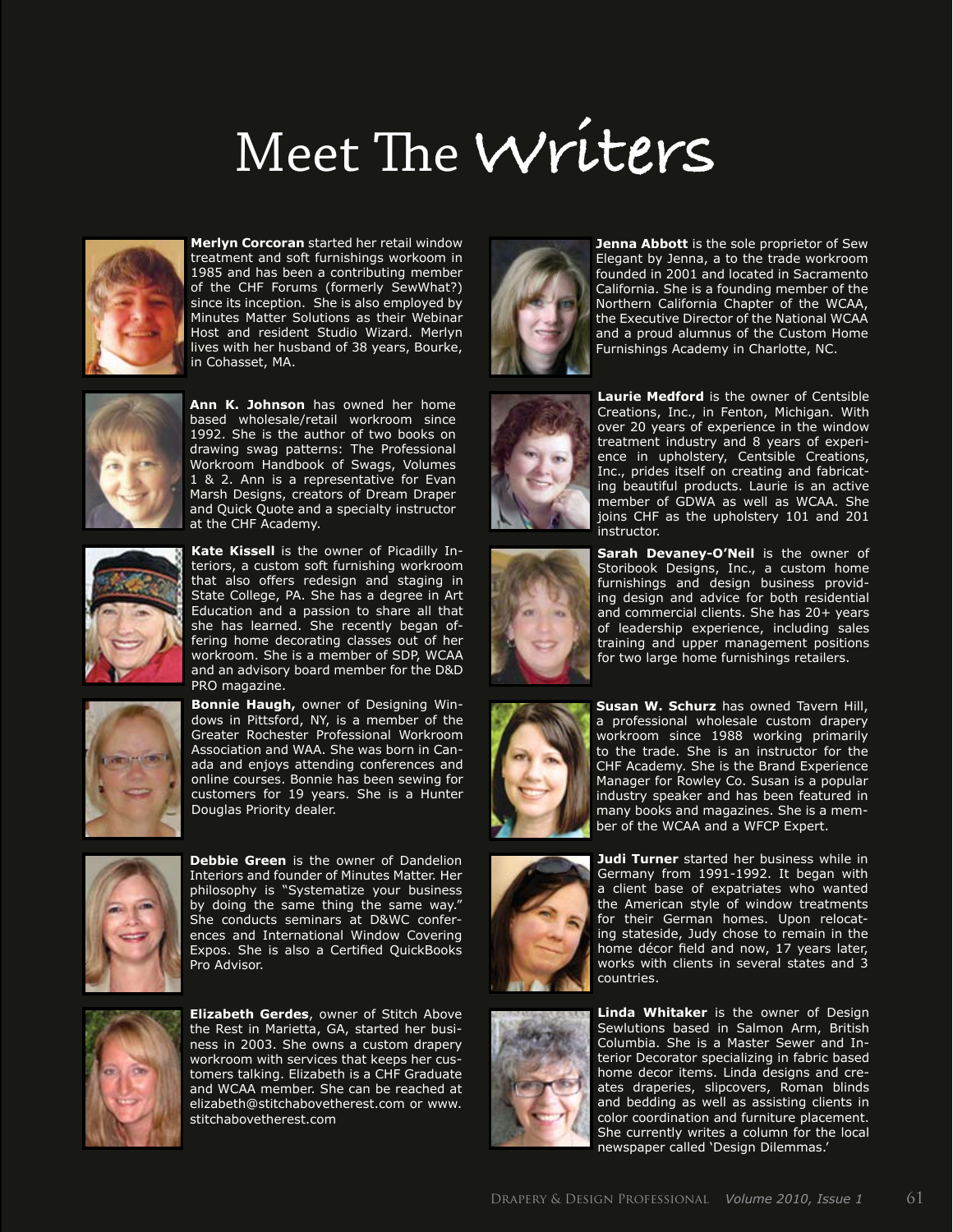# Meet The Writers

**Merlyn Corcoran** started her retail window treatment and soft furnishings workoom in 1985 and has been a contributing member of the CHF Forums (formerly SewWhat?) since its inception. She is also employed by Minutes Matter Solutions as their Webinar Host and resident Studio Wizard. Merlyn lives with her husband of 38 years, Bourke, in Cohasset, MA.

**Ann K. Johnson** has owned her home based wholesale/retail workroom since 1992. She is the author of two books on drawing swag patterns: The Professional Workroom Handbook of Swags, Volumes 1 & 2. Ann is a representative for Evan Marsh Designs, creators of Dream Draper and Quick Quote and a specialty instructor at the CHF Academy.

**Kate Kissell** is the owner of Picadilly Interiors, a custom soft furnishing workroom that also offers redesign and staging in State College, PA. She has a degree in Art Education and a passion to share all that she has learned. She recently began offering home decorating classes out of her workroom. She is a member of SDP, WCAA and an advisory board member for the D&D PRO magazine.

**Bonnie Haugh,** owner of Designing Windows in Pittsford, NY, is a member of the Greater Rochester Professional Workroom Association and WAA. She was born in Canada and enjoys attending conferences and online courses. Bonnie has been sewing for customers for 19 years. She is a Hunter Douglas Priority dealer.

**Debbie Green** is the owner of Dandelion Interiors and founder of Minutes Matter. Her philosophy is "Systematize your business by doing the same thing the same way." She conducts seminars at D&WC conferences and International Window Covering Expos. She is also a Certified QuickBooks Pro Advisor.

**Elizabeth Gerdes**, owner of Stitch Above the Rest in Marietta, GA, started her business in 2003. She owns a custom drapery workroom with services that keeps her customers talking. Elizabeth is a CHF Graduate and WCAA member. She can be reached at elizabeth@stitchabovetherest.com or www.stitchabovetherest.com

**Jenna Abbott** is the sole proprietor of Sew Elegant by Jenna, a to the trade workroom founded in 2001 and located in Sacramento California. She is a founding member of the Northern California Chapter of the WCAA, the Executive Director of the National WCAA and a proud alumnus of the Custom Home Furnishings Academy in Charlotte, NC.

**Laurie Medford** is the owner of Centsible Creations, Inc., in Fenton, Michigan. With over 20 years of experience in the window treatment industry and 8 years of experience in upholstery, Centsible Creations, Inc., prides itself on creating and fabricating beautiful products. Laurie is an active member of GDWA as well as WCAA. She joins CHF as the upholstery 101 and 201 instructor.

**Sarah Devaney-O'Neil** is the owner of Storibook Designs, Inc., a custom home furnishings and design business providing design and advice for both residential and commercial clients. She has 20+ years of leadership experience, including sales training and upper management positions for two large home furnishings retailers.

**Susan W. Schurz** has owned Tavern Hill, a professional wholesale custom drapery workroom since 1988 working primarily to the trade. She is an instructor for the CHF Academy. She is the Brand Experience Manager for Rowley Co. Susan is a popular industry speaker and has been featured in many books and magazines. She is a member of the WCAA and a WFCP Expert.

**Judi Turner** started her business while in Germany from 1991-1992. It began with a client base of expatriates who wanted the American style of window treatments for their German homes. Upon relocating stateside, Judy chose to remain in the home décor field and now, 17 years later, works with clients in several states and 3 countries.

**Linda Whitaker** is the owner of Design Sewlutions based in Salmon Arm, British Columbia. She is a Master Sewer and Interior Decorator specializing in fabric based home decor items. Linda designs and creates draperies, slipcovers, Roman blinds and bedding as well as assisting clients in color coordination and furniture placement. She currently writes a column for the local newspaper called 'Design Dilemmas.'